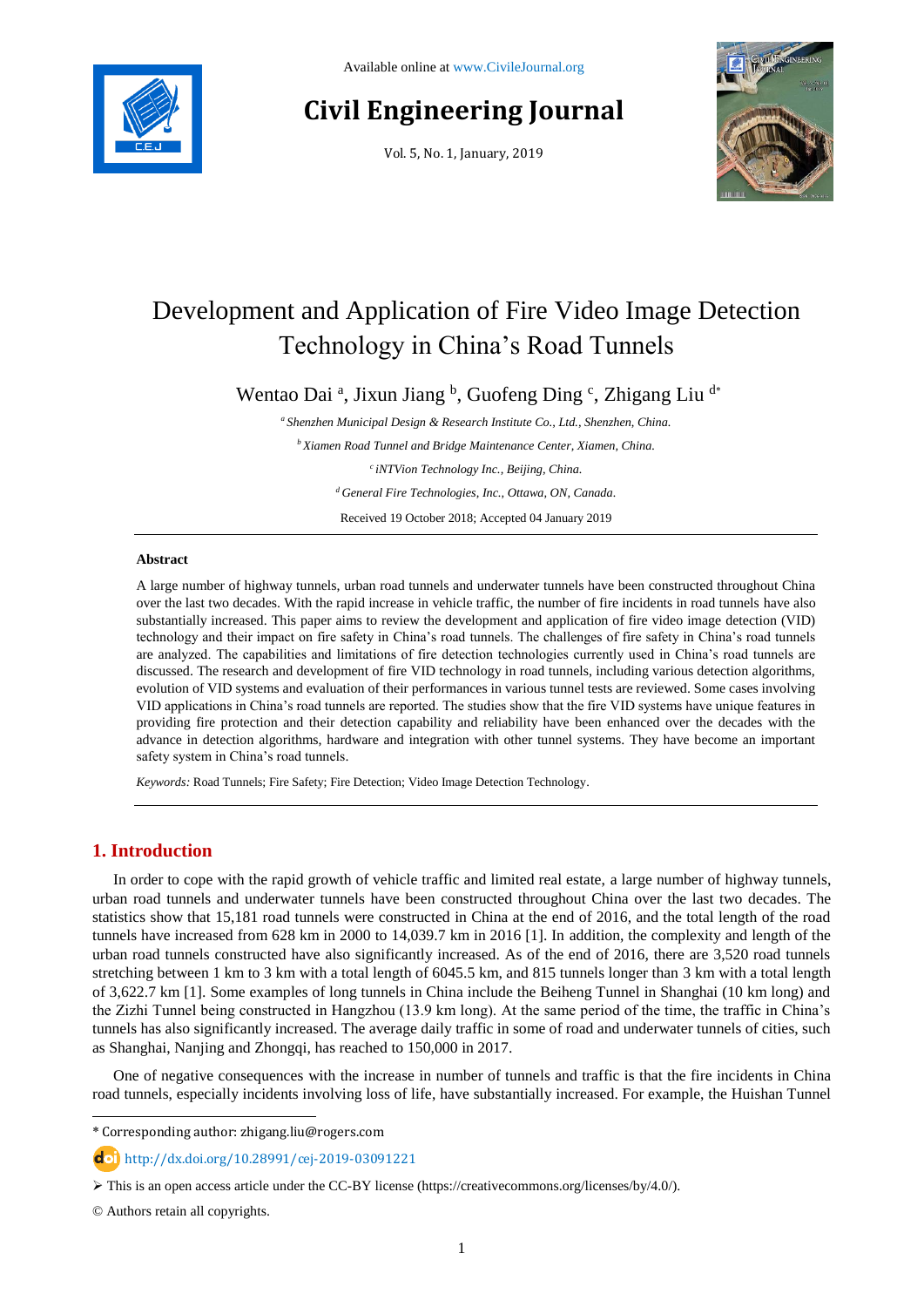Available online at www.CivileJournal.org

# Civil Engineering Journal

Vol. 5, No. 1, January, 2019

# Development and Application of Fire Video Image Detection Technology in China's Road Tunnels

Wentao Dai [a], Jixun Jiang [b], Guofeng Ding [c], Zhigang Liu [d*]

[a] *Shenzhen Municipal Design & Research Institute Co., Ltd., Shenzhen, China.*

[b] *Xiamen Road Tunnel and Bridge Maintenance Center, Xiamen, China.*

[c] *iNTVion Technology Inc., Beijing, China.*

[d] *General Fire Technologies, Inc., Ottawa, ON, Canada.*

Received 19 October 2018; Accepted 04 January 2019

---

## Abstract

A large number of highway tunnels, urban road tunnels and underwater tunnels have been constructed throughout China over the last two decades. With the rapid increase in vehicle traffic, the number of fire incidents in road tunnels have also substantially increased. This paper aims to review the development and application of fire video image detection (VID) technology and their impact on fire safety in China's road tunnels. The challenges of fire safety in China's road tunnels are analyzed. The capabilities and limitations of fire detection technologies currently used in China's road tunnels are discussed. The research and development of fire VID technology in road tunnels, including various detection algorithms, evolution of VID systems and evaluation of their performances in various tunnel tests are reviewed. Some cases involving VID applications in China's road tunnels are reported. The studies show that the fire VID systems have unique features in providing fire protection and their detection capability and reliability have been enhanced over the decades with the advance in detection algorithms, hardware and integration with other tunnel systems. They have become an important safety system in China's road tunnels.

*Keywords:* Road Tunnels; Fire Safety; Fire Detection; Video Image Detection Technology.

---

## 1. Introduction

In order to cope with the rapid growth of vehicle traffic and limited real estate, a large number of highway tunnels, urban road tunnels and underwater tunnels have been constructed throughout China over the last two decades. The statistics show that 15,181 road tunnels were constructed in China at the end of 2016, and the total length of the road tunnels have increased from 628 km in 2000 to 14,039.7 km in 2016 [1]. In addition, the complexity and length of the urban road tunnels constructed have also significantly increased. As of the end of 2016, there are 3,520 road tunnels stretching between 1 km to 3 km with a total length of 6045.5 km, and 815 tunnels longer than 3 km with a total length of 3,622.7 km [1]. Some examples of long tunnels in China include the Beiheng Tunnel in Shanghai (10 km long) and the Zizhi Tunnel being constructed in Hangzhou (13.9 km long). At the same period of the time, the traffic in China's tunnels has also significantly increased. The average daily traffic in some of road and underwater tunnels of cities, such as Shanghai, Nanjing and Zhongqi, has reached to 150,000 in 2017.

One of negative consequences with the increase in number of tunnels and traffic is that the fire incidents in China road tunnels, especially incidents involving loss of life, have substantially increased. For example, the Huishan Tunnel

---

\* Corresponding author: zhigang.liu@rogers.com

http://dx.doi.org/10.28991/cej-2019-03091221

➢ This is an open access article under the CC-BY license (https://creativecommons.org/licenses/by/4.0/).

© Authors retain all copyrights.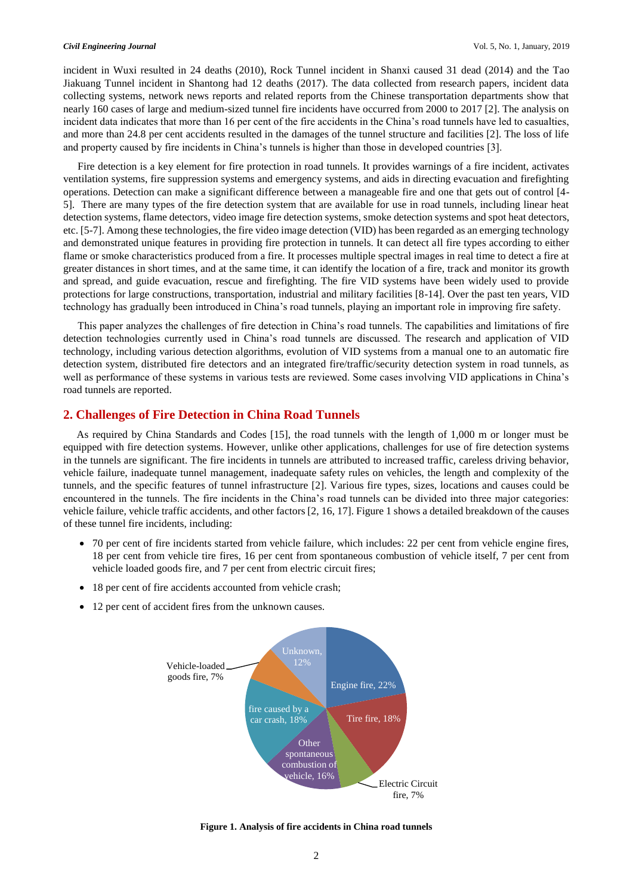incident in Wuxi resulted in 24 deaths (2010), Rock Tunnel incident in Shanxi caused 31 dead (2014) and the Tao Jiakuang Tunnel incident in Shantong had 12 deaths (2017). The data collected from research papers, incident data collecting systems, network news reports and related reports from the Chinese transportation departments show that nearly 160 cases of large and medium-sized tunnel fire incidents have occurred from 2000 to 2017 [2]. The analysis on incident data indicates that more than 16 per cent of the fire accidents in the China's road tunnels have led to casualties, and more than 24.8 per cent accidents resulted in the damages of the tunnel structure and facilities [2]. The loss of life and property caused by fire incidents in China's tunnels is higher than those in developed countries [3].

Fire detection is a key element for fire protection in road tunnels. It provides warnings of a fire incident, activates ventilation systems, fire suppression systems and emergency systems, and aids in directing evacuation and firefighting operations. Detection can make a significant difference between a manageable fire and one that gets out of control [4-5]. There are many types of the fire detection system that are available for use in road tunnels, including linear heat detection systems, flame detectors, video image fire detection systems, smoke detection systems and spot heat detectors, etc. [5-7]. Among these technologies, the fire video image detection (VID) has been regarded as an emerging technology and demonstrated unique features in providing fire protection in tunnels. It can detect all fire types according to either flame or smoke characteristics produced from a fire. It processes multiple spectral images in real time to detect a fire at greater distances in short times, and at the same time, it can identify the location of a fire, track and monitor its growth and spread, and guide evacuation, rescue and firefighting. The fire VID systems have been widely used to provide protections for large constructions, transportation, industrial and military facilities [8-14]. Over the past ten years, VID technology has gradually been introduced in China's road tunnels, playing an important role in improving fire safety.

This paper analyzes the challenges of fire detection in China's road tunnels. The capabilities and limitations of fire detection technologies currently used in China's road tunnels are discussed. The research and application of VID technology, including various detection algorithms, evolution of VID systems from a manual one to an automatic fire detection system, distributed fire detectors and an integrated fire/traffic/security detection system in road tunnels, as well as performance of these systems in various tests are reviewed. Some cases involving VID applications in China's road tunnels are reported.

## 2. Challenges of Fire Detection in China Road Tunnels

As required by China Standards and Codes [15], the road tunnels with the length of 1,000 m or longer must be equipped with fire detection systems. However, unlike other applications, challenges for use of fire detection systems in the tunnels are significant. The fire incidents in tunnels are attributed to increased traffic, careless driving behavior, vehicle failure, inadequate tunnel management, inadequate safety rules on vehicles, the length and complexity of the tunnels, and the specific features of tunnel infrastructure [2]. Various fire types, sizes, locations and causes could be encountered in the tunnels. The fire incidents in the China's road tunnels can be divided into three major categories: vehicle failure, vehicle traffic accidents, and other factors [2, 16, 17]. Figure 1 shows a detailed breakdown of the causes of these tunnel fire incidents, including:

- 70 per cent of fire incidents started from vehicle failure, which includes: 22 per cent from vehicle engine fires, 18 per cent from vehicle tire fires, 16 per cent from spontaneous combustion of vehicle itself, 7 per cent from vehicle loaded goods fire, and 7 per cent from electric circuit fires;
- 18 per cent of fire accidents accounted from vehicle crash;
- 12 per cent of accident fires from the unknown causes.

Engine fire, 22%; Tire fire, 18%; Electric Circuit fire, 7%; Other spontaneous combustion of vehicle, 16%; fire caused by a car crash, 18%; Vehicle-loaded goods fire, 7%; Unknown, 12%

**Figure 1. Analysis of fire accidents in China road tunnels**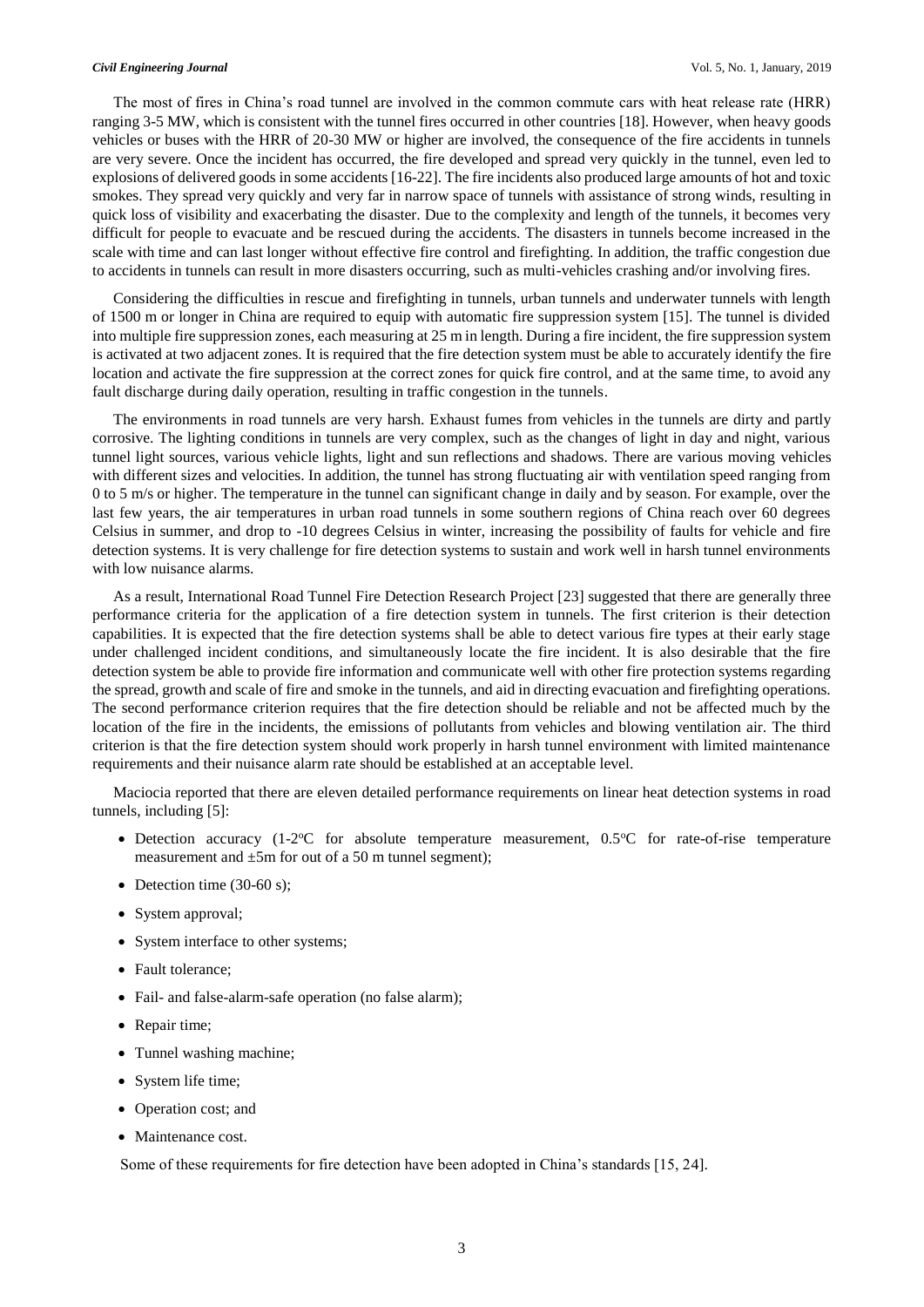The most of fires in China's road tunnel are involved in the common commute cars with heat release rate (HRR) ranging 3-5 MW, which is consistent with the tunnel fires occurred in other countries [18]. However, when heavy goods vehicles or buses with the HRR of 20-30 MW or higher are involved, the consequence of the fire accidents in tunnels are very severe. Once the incident has occurred, the fire developed and spread very quickly in the tunnel, even led to explosions of delivered goods in some accidents [16-22]. The fire incidents also produced large amounts of hot and toxic smokes. They spread very quickly and very far in narrow space of tunnels with assistance of strong winds, resulting in quick loss of visibility and exacerbating the disaster. Due to the complexity and length of the tunnels, it becomes very difficult for people to evacuate and be rescued during the accidents. The disasters in tunnels become increased in the scale with time and can last longer without effective fire control and firefighting. In addition, the traffic congestion due to accidents in tunnels can result in more disasters occurring, such as multi-vehicles crashing and/or involving fires.

Considering the difficulties in rescue and firefighting in tunnels, urban tunnels and underwater tunnels with length of 1500 m or longer in China are required to equip with automatic fire suppression system [15]. The tunnel is divided into multiple fire suppression zones, each measuring at 25 m in length. During a fire incident, the fire suppression system is activated at two adjacent zones. It is required that the fire detection system must be able to accurately identify the fire location and activate the fire suppression at the correct zones for quick fire control, and at the same time, to avoid any fault discharge during daily operation, resulting in traffic congestion in the tunnels.

The environments in road tunnels are very harsh. Exhaust fumes from vehicles in the tunnels are dirty and partly corrosive. The lighting conditions in tunnels are very complex, such as the changes of light in day and night, various tunnel light sources, various vehicle lights, light and sun reflections and shadows. There are various moving vehicles with different sizes and velocities. In addition, the tunnel has strong fluctuating air with ventilation speed ranging from 0 to 5 m/s or higher. The temperature in the tunnel can significant change in daily and by season. For example, over the last few years, the air temperatures in urban road tunnels in some southern regions of China reach over 60 degrees Celsius in summer, and drop to -10 degrees Celsius in winter, increasing the possibility of faults for vehicle and fire detection systems. It is very challenge for fire detection systems to sustain and work well in harsh tunnel environments with low nuisance alarms.

As a result, International Road Tunnel Fire Detection Research Project [23] suggested that there are generally three performance criteria for the application of a fire detection system in tunnels. The first criterion is their detection capabilities. It is expected that the fire detection systems shall be able to detect various fire types at their early stage under challenged incident conditions, and simultaneously locate the fire incident. It is also desirable that the fire detection system be able to provide fire information and communicate well with other fire protection systems regarding the spread, growth and scale of fire and smoke in the tunnels, and aid in directing evacuation and firefighting operations. The second performance criterion requires that the fire detection should be reliable and not be affected much by the location of the fire in the incidents, the emissions of pollutants from vehicles and blowing ventilation air. The third criterion is that the fire detection system should work properly in harsh tunnel environment with limited maintenance requirements and their nuisance alarm rate should be established at an acceptable level.

Maciocia reported that there are eleven detailed performance requirements on linear heat detection systems in road tunnels, including [5]:

- Detection accuracy (1-2°C for absolute temperature measurement, 0.5°C for rate-of-rise temperature measurement and ±5m for out of a 50 m tunnel segment);
- Detection time (30-60 s);
- System approval;
- System interface to other systems;
- Fault tolerance;
- Fail- and false-alarm-safe operation (no false alarm);
- Repair time;
- Tunnel washing machine;
- System life time;
- Operation cost; and
- Maintenance cost.

Some of these requirements for fire detection have been adopted in China's standards [15, 24].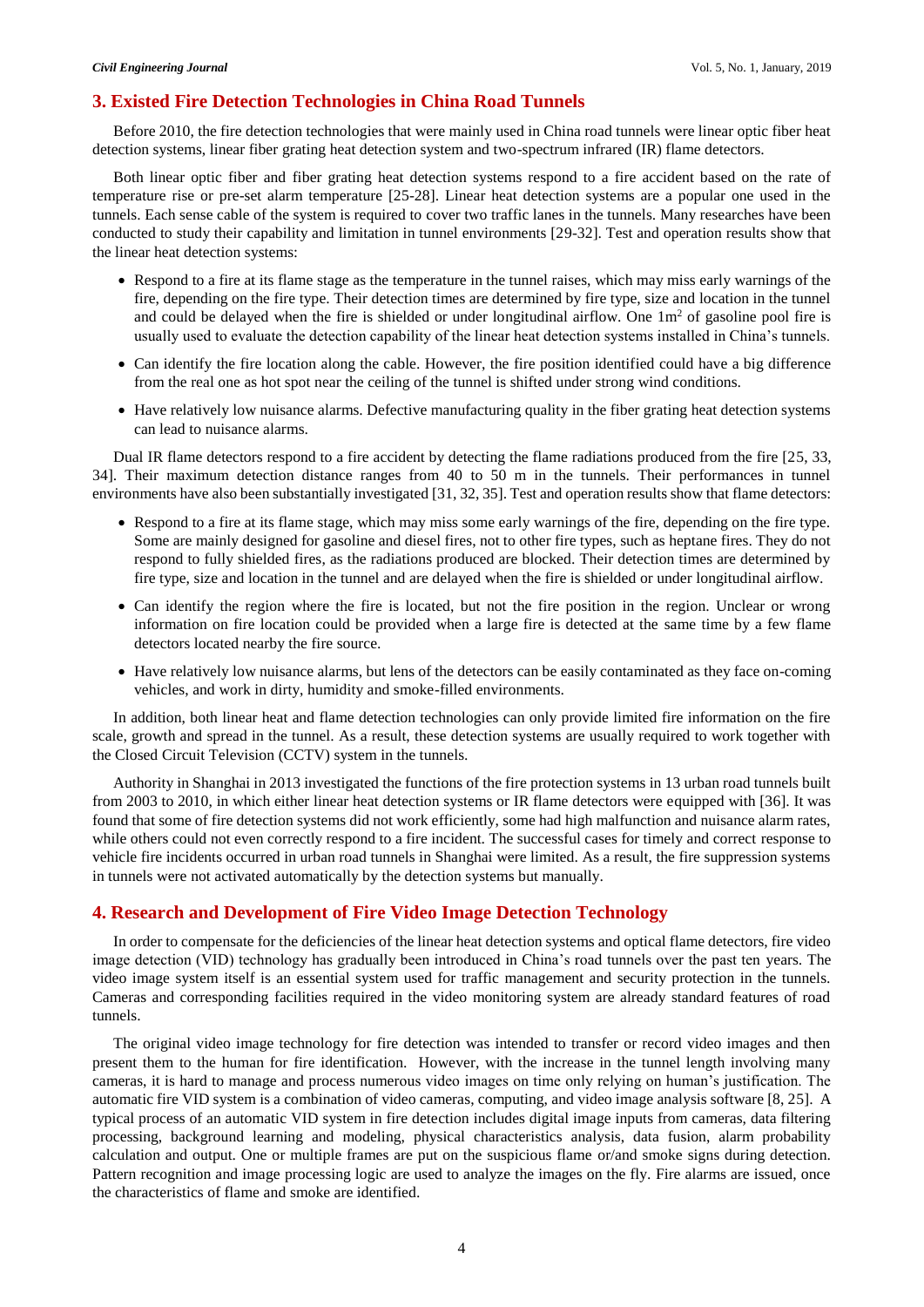## 3. Existed Fire Detection Technologies in China Road Tunnels

Before 2010, the fire detection technologies that were mainly used in China road tunnels were linear optic fiber heat detection systems, linear fiber grating heat detection system and two-spectrum infrared (IR) flame detectors.

Both linear optic fiber and fiber grating heat detection systems respond to a fire accident based on the rate of temperature rise or pre-set alarm temperature [25-28]. Linear heat detection systems are a popular one used in the tunnels. Each sense cable of the system is required to cover two traffic lanes in the tunnels. Many researches have been conducted to study their capability and limitation in tunnel environments [29-32]. Test and operation results show that the linear heat detection systems:

- Respond to a fire at its flame stage as the temperature in the tunnel raises, which may miss early warnings of the fire, depending on the fire type. Their detection times are determined by fire type, size and location in the tunnel and could be delayed when the fire is shielded or under longitudinal airflow. One $1m^2$ of gasoline pool fire is usually used to evaluate the detection capability of the linear heat detection systems installed in China's tunnels.
- Can identify the fire location along the cable. However, the fire position identified could have a big difference from the real one as hot spot near the ceiling of the tunnel is shifted under strong wind conditions.
- Have relatively low nuisance alarms. Defective manufacturing quality in the fiber grating heat detection systems can lead to nuisance alarms.

Dual IR flame detectors respond to a fire accident by detecting the flame radiations produced from the fire [25, 33, 34]. Their maximum detection distance ranges from 40 to 50 m in the tunnels. Their performances in tunnel environments have also been substantially investigated [31, 32, 35]. Test and operation results show that flame detectors:

- Respond to a fire at its flame stage, which may miss some early warnings of the fire, depending on the fire type. Some are mainly designed for gasoline and diesel fires, not to other fire types, such as heptane fires. They do not respond to fully shielded fires, as the radiations produced are blocked. Their detection times are determined by fire type, size and location in the tunnel and are delayed when the fire is shielded or under longitudinal airflow.
- Can identify the region where the fire is located, but not the fire position in the region. Unclear or wrong information on fire location could be provided when a large fire is detected at the same time by a few flame detectors located nearby the fire source.
- Have relatively low nuisance alarms, but lens of the detectors can be easily contaminated as they face on-coming vehicles, and work in dirty, humidity and smoke-filled environments.

In addition, both linear heat and flame detection technologies can only provide limited fire information on the fire scale, growth and spread in the tunnel. As a result, these detection systems are usually required to work together with the Closed Circuit Television (CCTV) system in the tunnels.

Authority in Shanghai in 2013 investigated the functions of the fire protection systems in 13 urban road tunnels built from 2003 to 2010, in which either linear heat detection systems or IR flame detectors were equipped with [36]. It was found that some of fire detection systems did not work efficiently, some had high malfunction and nuisance alarm rates, while others could not even correctly respond to a fire incident. The successful cases for timely and correct response to vehicle fire incidents occurred in urban road tunnels in Shanghai were limited. As a result, the fire suppression systems in tunnels were not activated automatically by the detection systems but manually.

## 4. Research and Development of Fire Video Image Detection Technology

In order to compensate for the deficiencies of the linear heat detection systems and optical flame detectors, fire video image detection (VID) technology has gradually been introduced in China's road tunnels over the past ten years. The video image system itself is an essential system used for traffic management and security protection in the tunnels. Cameras and corresponding facilities required in the video monitoring system are already standard features of road tunnels.

The original video image technology for fire detection was intended to transfer or record video images and then present them to the human for fire identification. However, with the increase in the tunnel length involving many cameras, it is hard to manage and process numerous video images on time only relying on human's justification. The automatic fire VID system is a combination of video cameras, computing, and video image analysis software [8, 25]. A typical process of an automatic VID system in fire detection includes digital image inputs from cameras, data filtering processing, background learning and modeling, physical characteristics analysis, data fusion, alarm probability calculation and output. One or multiple frames are put on the suspicious flame or/and smoke signs during detection. Pattern recognition and image processing logic are used to analyze the images on the fly. Fire alarms are issued, once the characteristics of flame and smoke are identified.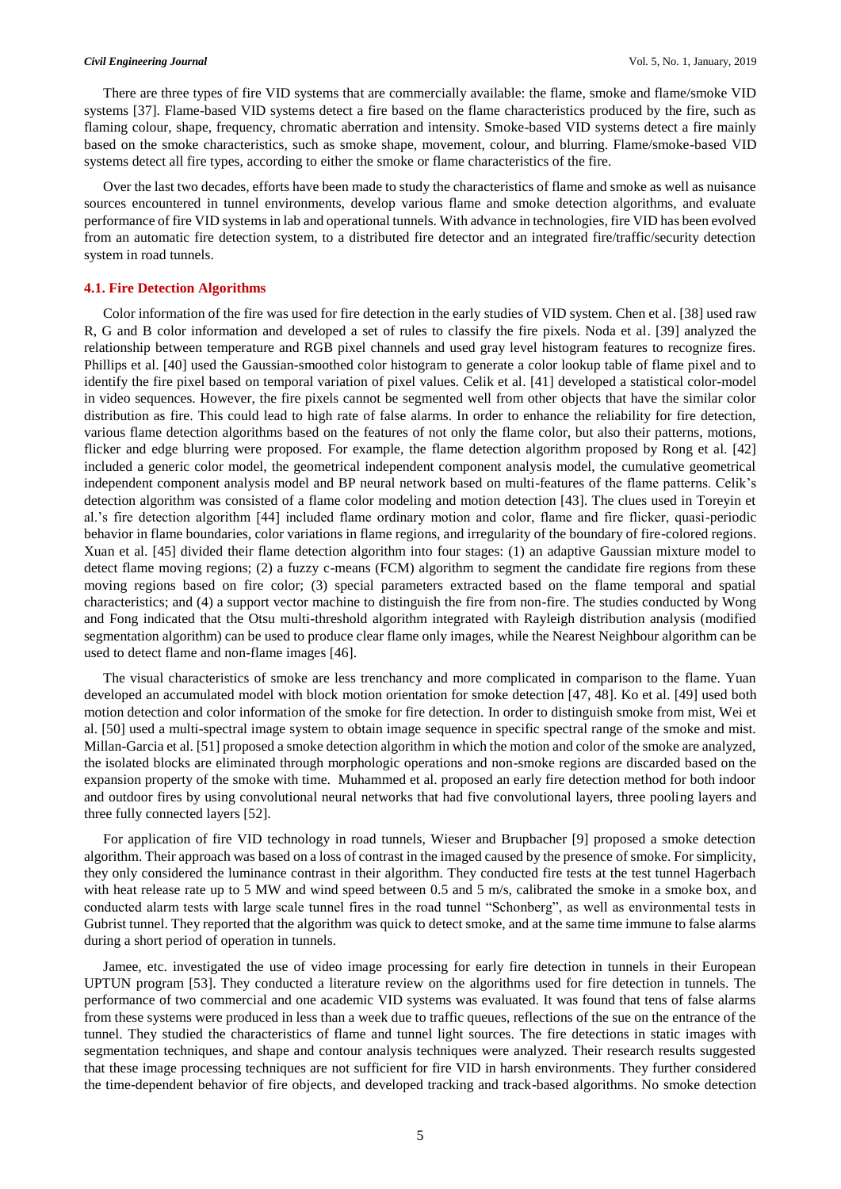There are three types of fire VID systems that are commercially available: the flame, smoke and flame/smoke VID systems [37]. Flame-based VID systems detect a fire based on the flame characteristics produced by the fire, such as flaming colour, shape, frequency, chromatic aberration and intensity. Smoke-based VID systems detect a fire mainly based on the smoke characteristics, such as smoke shape, movement, colour, and blurring. Flame/smoke-based VID systems detect all fire types, according to either the smoke or flame characteristics of the fire.

Over the last two decades, efforts have been made to study the characteristics of flame and smoke as well as nuisance sources encountered in tunnel environments, develop various flame and smoke detection algorithms, and evaluate performance of fire VID systems in lab and operational tunnels. With advance in technologies, fire VID has been evolved from an automatic fire detection system, to a distributed fire detector and an integrated fire/traffic/security detection system in road tunnels.

### 4.1. Fire Detection Algorithms

Color information of the fire was used for fire detection in the early studies of VID system. Chen et al. [38] used raw R, G and B color information and developed a set of rules to classify the fire pixels. Noda et al. [39] analyzed the relationship between temperature and RGB pixel channels and used gray level histogram features to recognize fires. Phillips et al. [40] used the Gaussian-smoothed color histogram to generate a color lookup table of flame pixel and to identify the fire pixel based on temporal variation of pixel values. Celik et al. [41] developed a statistical color-model in video sequences. However, the fire pixels cannot be segmented well from other objects that have the similar color distribution as fire. This could lead to high rate of false alarms. In order to enhance the reliability for fire detection, various flame detection algorithms based on the features of not only the flame color, but also their patterns, motions, flicker and edge blurring were proposed. For example, the flame detection algorithm proposed by Rong et al. [42] included a generic color model, the geometrical independent component analysis model, the cumulative geometrical independent component analysis model and BP neural network based on multi-features of the flame patterns. Celik's detection algorithm was consisted of a flame color modeling and motion detection [43]. The clues used in Toreyin et al.'s fire detection algorithm [44] included flame ordinary motion and color, flame and fire flicker, quasi-periodic behavior in flame boundaries, color variations in flame regions, and irregularity of the boundary of fire-colored regions. Xuan et al. [45] divided their flame detection algorithm into four stages: (1) an adaptive Gaussian mixture model to detect flame moving regions; (2) a fuzzy c-means (FCM) algorithm to segment the candidate fire regions from these moving regions based on fire color; (3) special parameters extracted based on the flame temporal and spatial characteristics; and (4) a support vector machine to distinguish the fire from non-fire. The studies conducted by Wong and Fong indicated that the Otsu multi-threshold algorithm integrated with Rayleigh distribution analysis (modified segmentation algorithm) can be used to produce clear flame only images, while the Nearest Neighbour algorithm can be used to detect flame and non-flame images [46].

The visual characteristics of smoke are less trenchancy and more complicated in comparison to the flame. Yuan developed an accumulated model with block motion orientation for smoke detection [47, 48]. Ko et al. [49] used both motion detection and color information of the smoke for fire detection. In order to distinguish smoke from mist, Wei et al. [50] used a multi-spectral image system to obtain image sequence in specific spectral range of the smoke and mist. Millan-Garcia et al. [51] proposed a smoke detection algorithm in which the motion and color of the smoke are analyzed, the isolated blocks are eliminated through morphologic operations and non-smoke regions are discarded based on the expansion property of the smoke with time. Muhammed et al. proposed an early fire detection method for both indoor and outdoor fires by using convolutional neural networks that had five convolutional layers, three pooling layers and three fully connected layers [52].

For application of fire VID technology in road tunnels, Wieser and Brupbacher [9] proposed a smoke detection algorithm. Their approach was based on a loss of contrast in the imaged caused by the presence of smoke. For simplicity, they only considered the luminance contrast in their algorithm. They conducted fire tests at the test tunnel Hagerbach with heat release rate up to 5 MW and wind speed between 0.5 and 5 m/s, calibrated the smoke in a smoke box, and conducted alarm tests with large scale tunnel fires in the road tunnel "Schonberg", as well as environmental tests in Gubrist tunnel. They reported that the algorithm was quick to detect smoke, and at the same time immune to false alarms during a short period of operation in tunnels.

Jamee, etc. investigated the use of video image processing for early fire detection in tunnels in their European UPTUN program [53]. They conducted a literature review on the algorithms used for fire detection in tunnels. The performance of two commercial and one academic VID systems was evaluated. It was found that tens of false alarms from these systems were produced in less than a week due to traffic queues, reflections of the sue on the entrance of the tunnel. They studied the characteristics of flame and tunnel light sources. The fire detections in static images with segmentation techniques, and shape and contour analysis techniques were analyzed. Their research results suggested that these image processing techniques are not sufficient for fire VID in harsh environments. They further considered the time-dependent behavior of fire objects, and developed tracking and track-based algorithms. No smoke detection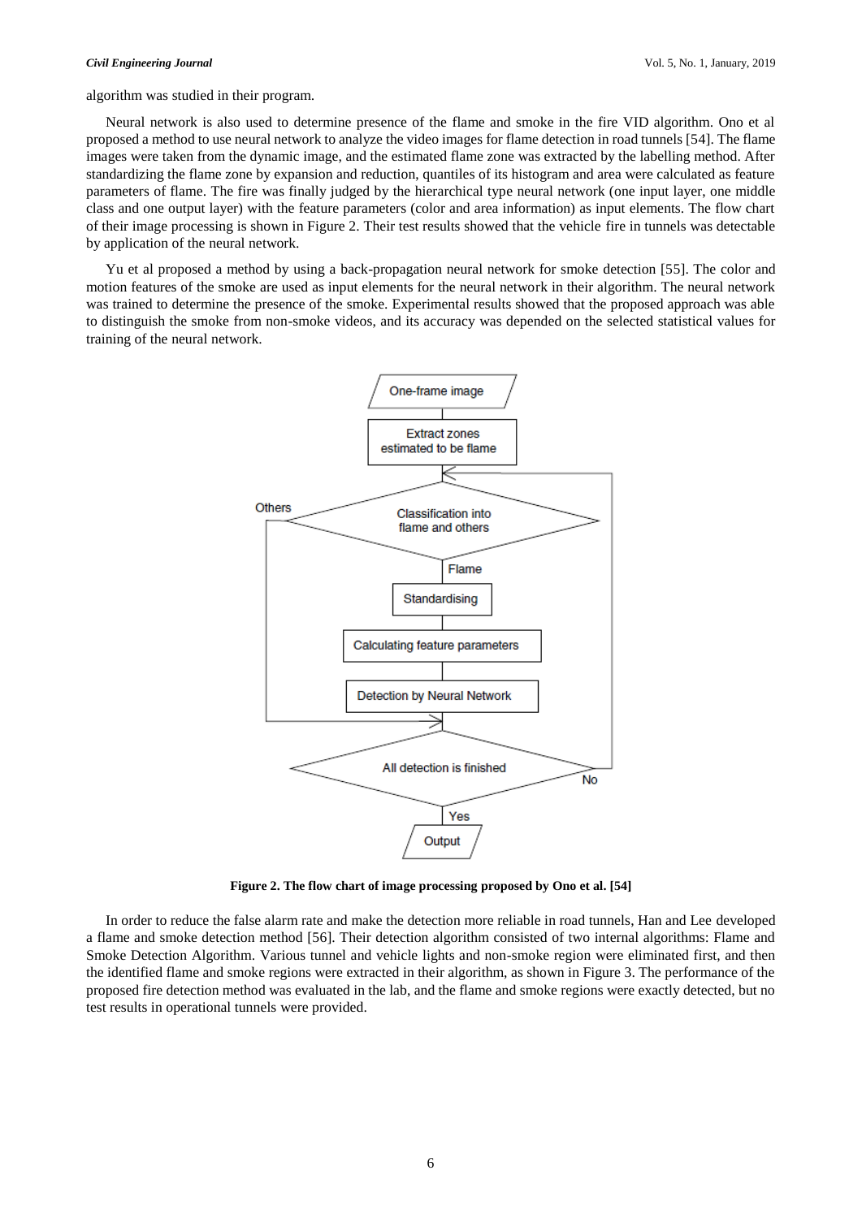algorithm was studied in their program.

Neural network is also used to determine presence of the flame and smoke in the fire VID algorithm. Ono et al proposed a method to use neural network to analyze the video images for flame detection in road tunnels [54]. The flame images were taken from the dynamic image, and the estimated flame zone was extracted by the labelling method. After standardizing the flame zone by expansion and reduction, quantiles of its histogram and area were calculated as feature parameters of flame. The fire was finally judged by the hierarchical type neural network (one input layer, one middle class and one output layer) with the feature parameters (color and area information) as input elements. The flow chart of their image processing is shown in Figure 2. Their test results showed that the vehicle fire in tunnels was detectable by application of the neural network.

Yu et al proposed a method by using a back-propagation neural network for smoke detection [55]. The color and motion features of the smoke are used as input elements for the neural network in their algorithm. The neural network was trained to determine the presence of the smoke. Experimental results showed that the proposed approach was able to distinguish the smoke from non-smoke videos, and its accuracy was depended on the selected statistical values for training of the neural network.

**Figure 2. The flow chart of image processing proposed by Ono et al. [54]**

In order to reduce the false alarm rate and make the detection more reliable in road tunnels, Han and Lee developed a flame and smoke detection method [56]. Their detection algorithm consisted of two internal algorithms: Flame and Smoke Detection Algorithm. Various tunnel and vehicle lights and non-smoke region were eliminated first, and then the identified flame and smoke regions were extracted in their algorithm, as shown in Figure 3. The performance of the proposed fire detection method was evaluated in the lab, and the flame and smoke regions were exactly detected, but no test results in operational tunnels were provided.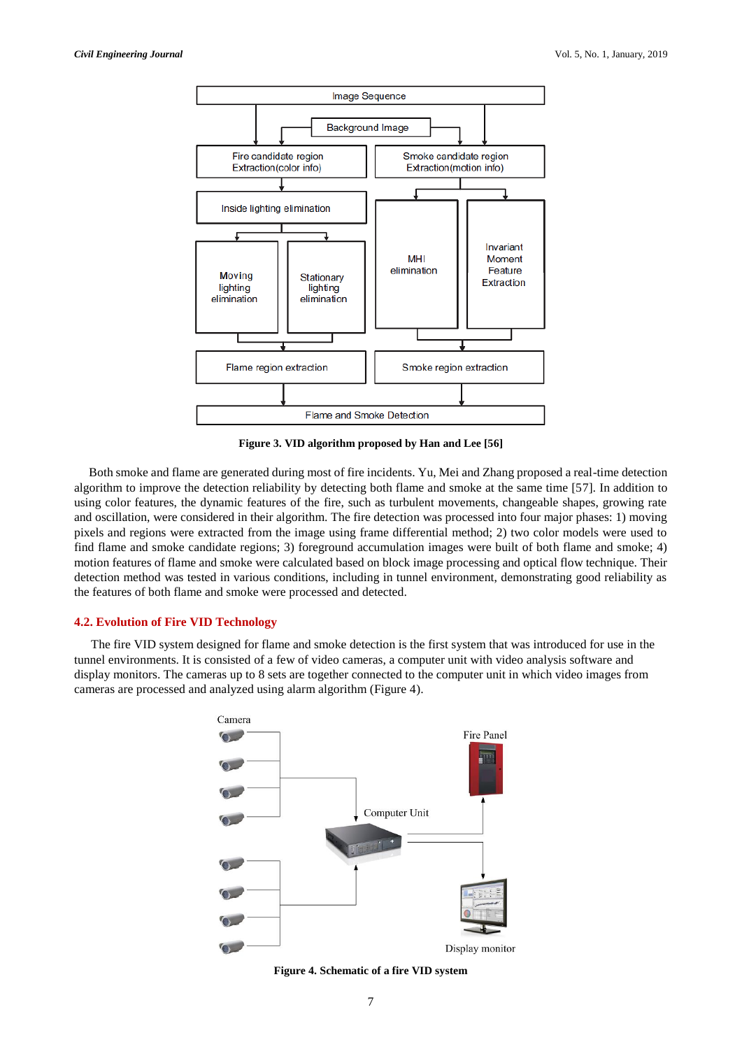Figure 3. VID algorithm proposed by Han and Lee [56]

Both smoke and flame are generated during most of fire incidents. Yu, Mei and Zhang proposed a real-time detection algorithm to improve the detection reliability by detecting both flame and smoke at the same time [57]. In addition to using color features, the dynamic features of the fire, such as turbulent movements, changeable shapes, growing rate and oscillation, were considered in their algorithm. The fire detection was processed into four major phases: 1) moving pixels and regions were extracted from the image using frame differential method; 2) two color models were used to find flame and smoke candidate regions; 3) foreground accumulation images were built of both flame and smoke; 4) motion features of flame and smoke were calculated based on block image processing and optical flow technique. Their detection method was tested in various conditions, including in tunnel environment, demonstrating good reliability as the features of both flame and smoke were processed and detected.

## 4.2. Evolution of Fire VID Technology

The fire VID system designed for flame and smoke detection is the first system that was introduced for use in the tunnel environments. It is consisted of a few of video cameras, a computer unit with video analysis software and display monitors. The cameras up to 8 sets are together connected to the computer unit in which video images from cameras are processed and analyzed using alarm algorithm (Figure 4).

Figure 4. Schematic of a fire VID system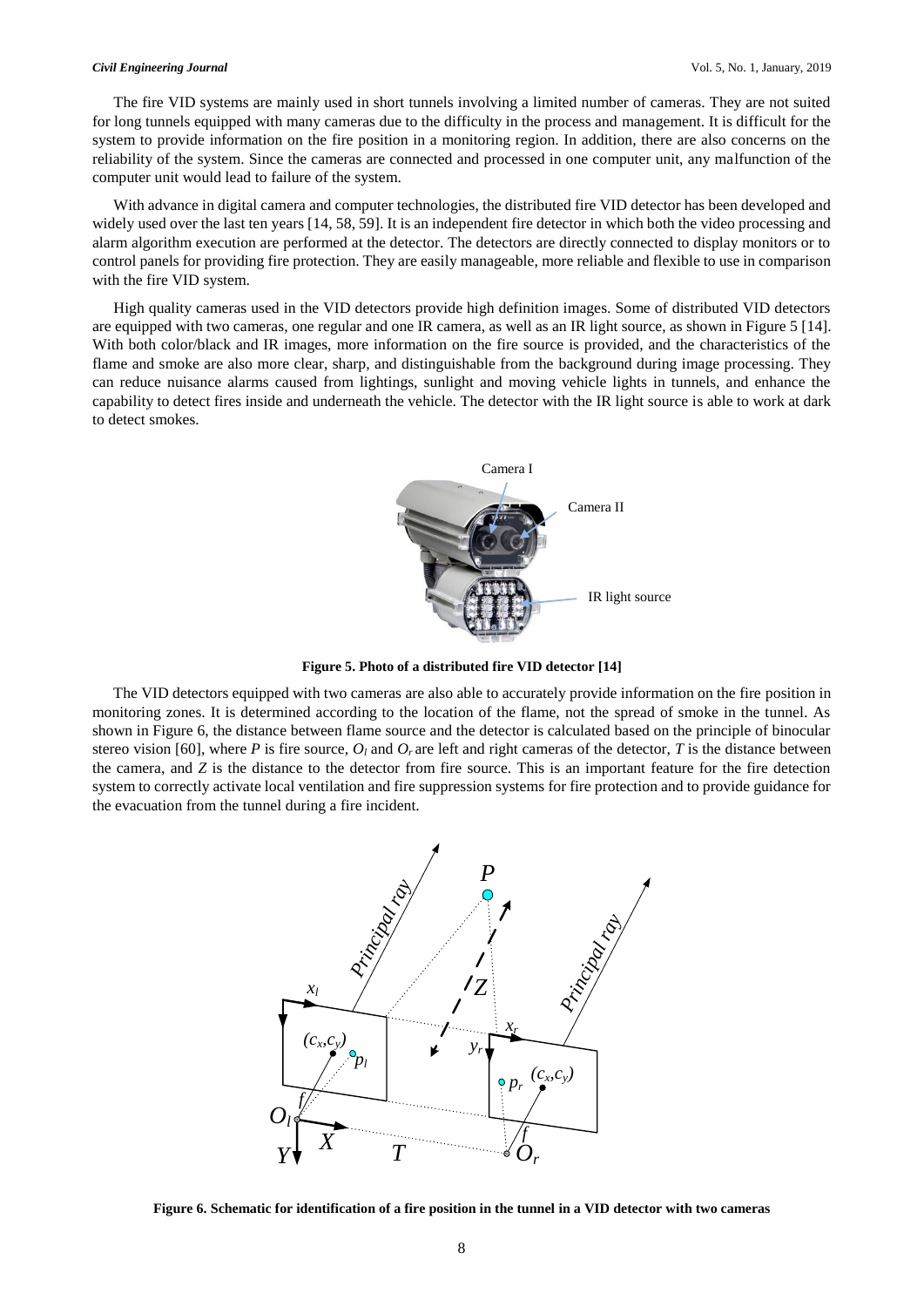The fire VID systems are mainly used in short tunnels involving a limited number of cameras. They are not suited for long tunnels equipped with many cameras due to the difficulty in the process and management. It is difficult for the system to provide information on the fire position in a monitoring region. In addition, there are also concerns on the reliability of the system. Since the cameras are connected and processed in one computer unit, any malfunction of the computer unit would lead to failure of the system.

With advance in digital camera and computer technologies, the distributed fire VID detector has been developed and widely used over the last ten years [14, 58, 59]. It is an independent fire detector in which both the video processing and alarm algorithm execution are performed at the detector. The detectors are directly connected to display monitors or to control panels for providing fire protection. They are easily manageable, more reliable and flexible to use in comparison with the fire VID system.

High quality cameras used in the VID detectors provide high definition images. Some of distributed VID detectors are equipped with two cameras, one regular and one IR camera, as well as an IR light source, as shown in Figure 5 [14]. With both color/black and IR images, more information on the fire source is provided, and the characteristics of the flame and smoke are also more clear, sharp, and distinguishable from the background during image processing. They can reduce nuisance alarms caused from lightings, sunlight and moving vehicle lights in tunnels, and enhance the capability to detect fires inside and underneath the vehicle. The detector with the IR light source is able to work at dark to detect smokes.

**Figure 5. Photo of a distributed fire VID detector [14]**

The VID detectors equipped with two cameras are also able to accurately provide information on the fire position in monitoring zones. It is determined according to the location of the flame, not the spread of smoke in the tunnel. As shown in Figure 6, the distance between flame source and the detector is calculated based on the principle of binocular stereo vision [60], where *P* is fire source, $O_l$ and $O_r$ are left and right cameras of the detector, *T* is the distance between the camera, and *Z* is the distance to the detector from fire source. This is an important feature for the fire detection system to correctly activate local ventilation and fire suppression systems for fire protection and to provide guidance for the evacuation from the tunnel during a fire incident.

**Figure 6. Schematic for identification of a fire position in the tunnel in a VID detector with two cameras**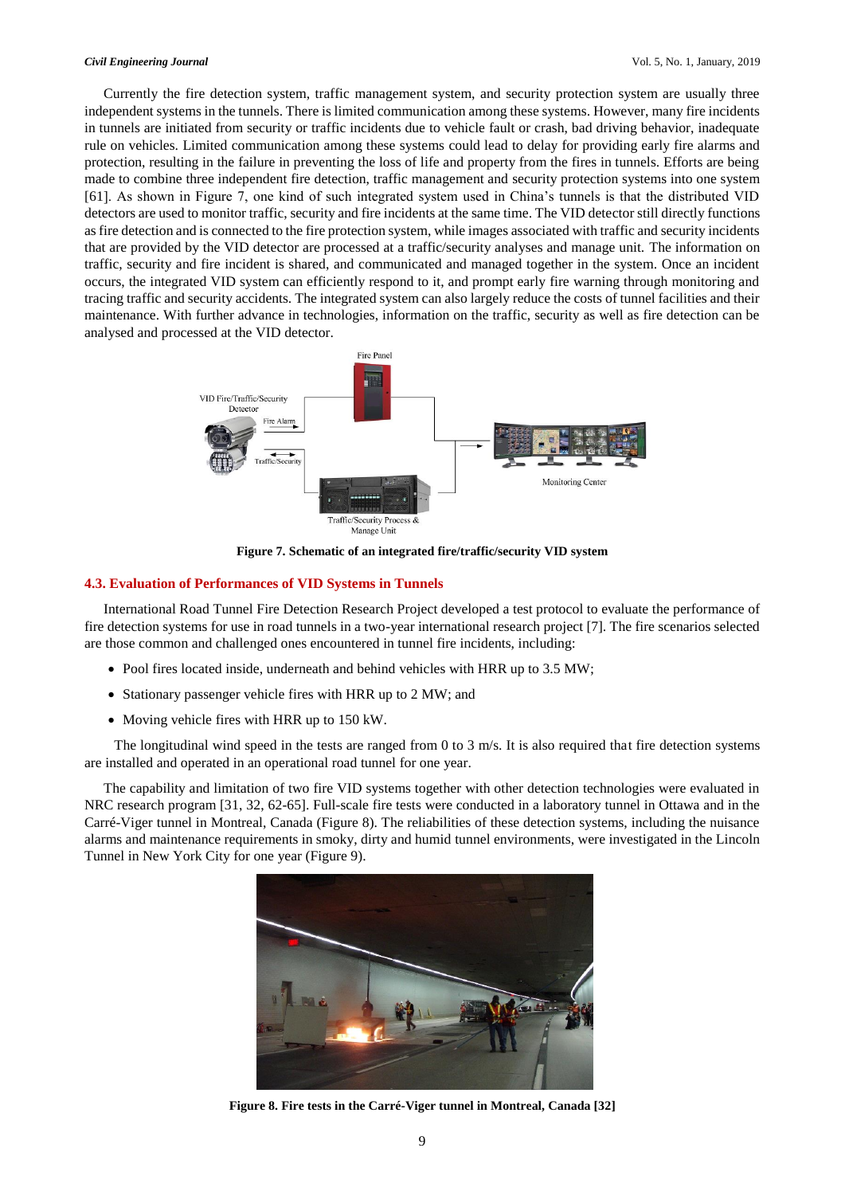Currently the fire detection system, traffic management system, and security protection system are usually three independent systems in the tunnels. There is limited communication among these systems. However, many fire incidents in tunnels are initiated from security or traffic incidents due to vehicle fault or crash, bad driving behavior, inadequate rule on vehicles. Limited communication among these systems could lead to delay for providing early fire alarms and protection, resulting in the failure in preventing the loss of life and property from the fires in tunnels. Efforts are being made to combine three independent fire detection, traffic management and security protection systems into one system [61]. As shown in Figure 7, one kind of such integrated system used in China's tunnels is that the distributed VID detectors are used to monitor traffic, security and fire incidents at the same time. The VID detector still directly functions as fire detection and is connected to the fire protection system, while images associated with traffic and security incidents that are provided by the VID detector are processed at a traffic/security analyses and manage unit. The information on traffic, security and fire incident is shared, and communicated and managed together in the system. Once an incident occurs, the integrated VID system can efficiently respond to it, and prompt early fire warning through monitoring and tracing traffic and security accidents. The integrated system can also largely reduce the costs of tunnel facilities and their maintenance. With further advance in technologies, information on the traffic, security as well as fire detection can be analysed and processed at the VID detector.

**Figure 7. Schematic of an integrated fire/traffic/security VID system**

### 4.3. Evaluation of Performances of VID Systems in Tunnels

International Road Tunnel Fire Detection Research Project developed a test protocol to evaluate the performance of fire detection systems for use in road tunnels in a two-year international research project [7]. The fire scenarios selected are those common and challenged ones encountered in tunnel fire incidents, including:

- Pool fires located inside, underneath and behind vehicles with HRR up to 3.5 MW;
- Stationary passenger vehicle fires with HRR up to 2 MW; and
- Moving vehicle fires with HRR up to 150 kW.

The longitudinal wind speed in the tests are ranged from 0 to 3 m/s. It is also required that fire detection systems are installed and operated in an operational road tunnel for one year.

The capability and limitation of two fire VID systems together with other detection technologies were evaluated in NRC research program [31, 32, 62-65]. Full-scale fire tests were conducted in a laboratory tunnel in Ottawa and in the Carré-Viger tunnel in Montreal, Canada (Figure 8). The reliabilities of these detection systems, including the nuisance alarms and maintenance requirements in smoky, dirty and humid tunnel environments, were investigated in the Lincoln Tunnel in New York City for one year (Figure 9).

**Figure 8. Fire tests in the Carré-Viger tunnel in Montreal, Canada [32]**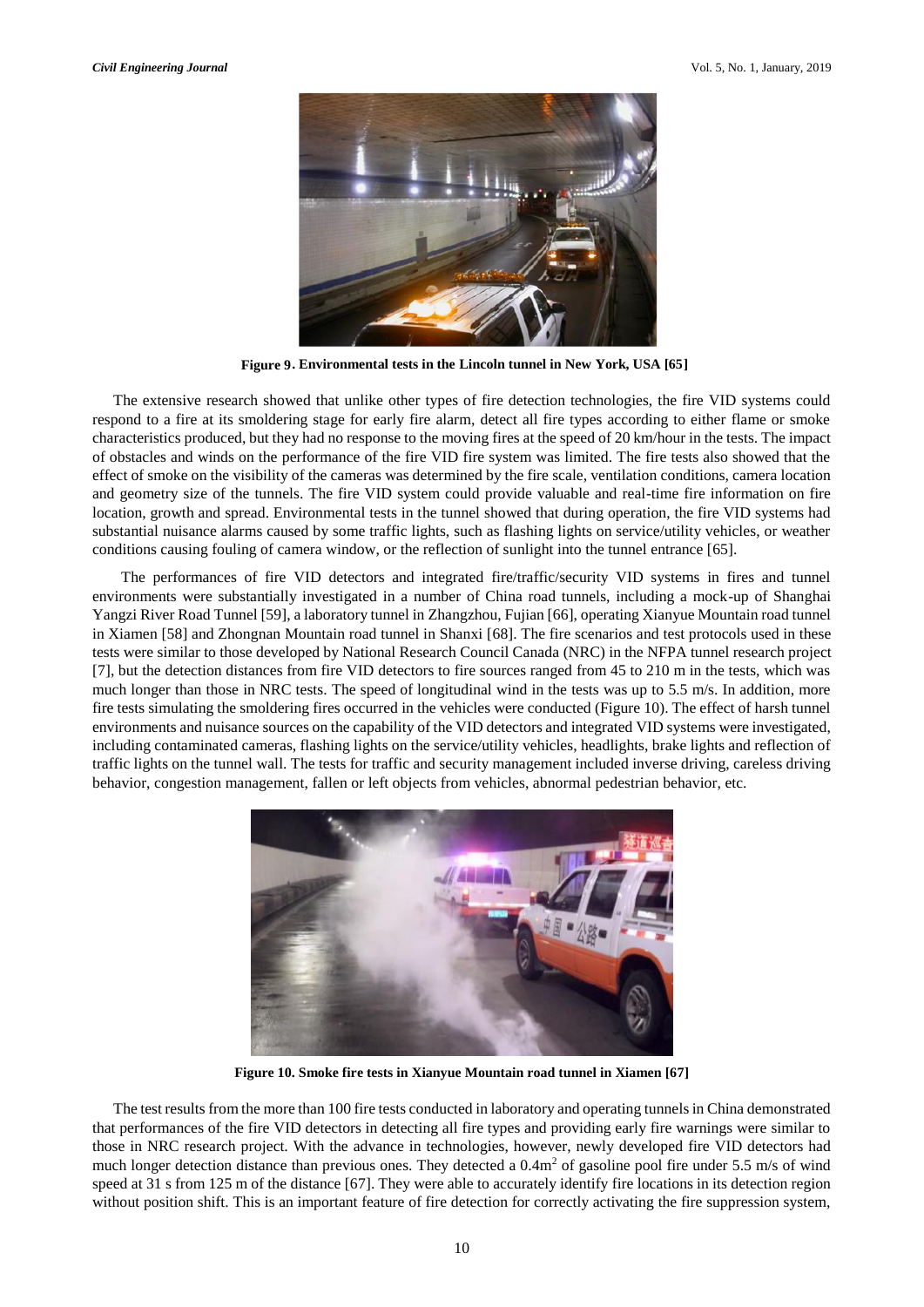**Figure 9. Environmental tests in the Lincoln tunnel in New York, USA [65]**

The extensive research showed that unlike other types of fire detection technologies, the fire VID systems could respond to a fire at its smoldering stage for early fire alarm, detect all fire types according to either flame or smoke characteristics produced, but they had no response to the moving fires at the speed of 20 km/hour in the tests. The impact of obstacles and winds on the performance of the fire VID fire system was limited. The fire tests also showed that the effect of smoke on the visibility of the cameras was determined by the fire scale, ventilation conditions, camera location and geometry size of the tunnels. The fire VID system could provide valuable and real-time fire information on fire location, growth and spread. Environmental tests in the tunnel showed that during operation, the fire VID systems had substantial nuisance alarms caused by some traffic lights, such as flashing lights on service/utility vehicles, or weather conditions causing fouling of camera window, or the reflection of sunlight into the tunnel entrance [65].

The performances of fire VID detectors and integrated fire/traffic/security VID systems in fires and tunnel environments were substantially investigated in a number of China road tunnels, including a mock-up of Shanghai Yangzi River Road Tunnel [59], a laboratory tunnel in Zhangzhou, Fujian [66], operating Xianyue Mountain road tunnel in Xiamen [58] and Zhongnan Mountain road tunnel in Shanxi [68]. The fire scenarios and test protocols used in these tests were similar to those developed by National Research Council Canada (NRC) in the NFPA tunnel research project [7], but the detection distances from fire VID detectors to fire sources ranged from 45 to 210 m in the tests, which was much longer than those in NRC tests. The speed of longitudinal wind in the tests was up to 5.5 m/s. In addition, more fire tests simulating the smoldering fires occurred in the vehicles were conducted (Figure 10). The effect of harsh tunnel environments and nuisance sources on the capability of the VID detectors and integrated VID systems were investigated, including contaminated cameras, flashing lights on the service/utility vehicles, headlights, brake lights and reflection of traffic lights on the tunnel wall. The tests for traffic and security management included inverse driving, careless driving behavior, congestion management, fallen or left objects from vehicles, abnormal pedestrian behavior, etc.

**Figure 10. Smoke fire tests in Xianyue Mountain road tunnel in Xiamen [67]**

The test results from the more than 100 fire tests conducted in laboratory and operating tunnels in China demonstrated that performances of the fire VID detectors in detecting all fire types and providing early fire warnings were similar to those in NRC research project. With the advance in technologies, however, newly developed fire VID detectors had much longer detection distance than previous ones. They detected a 0.4m$^2$ of gasoline pool fire under 5.5 m/s of wind speed at 31 s from 125 m of the distance [67]. They were able to accurately identify fire locations in its detection region without position shift. This is an important feature of fire detection for correctly activating the fire suppression system,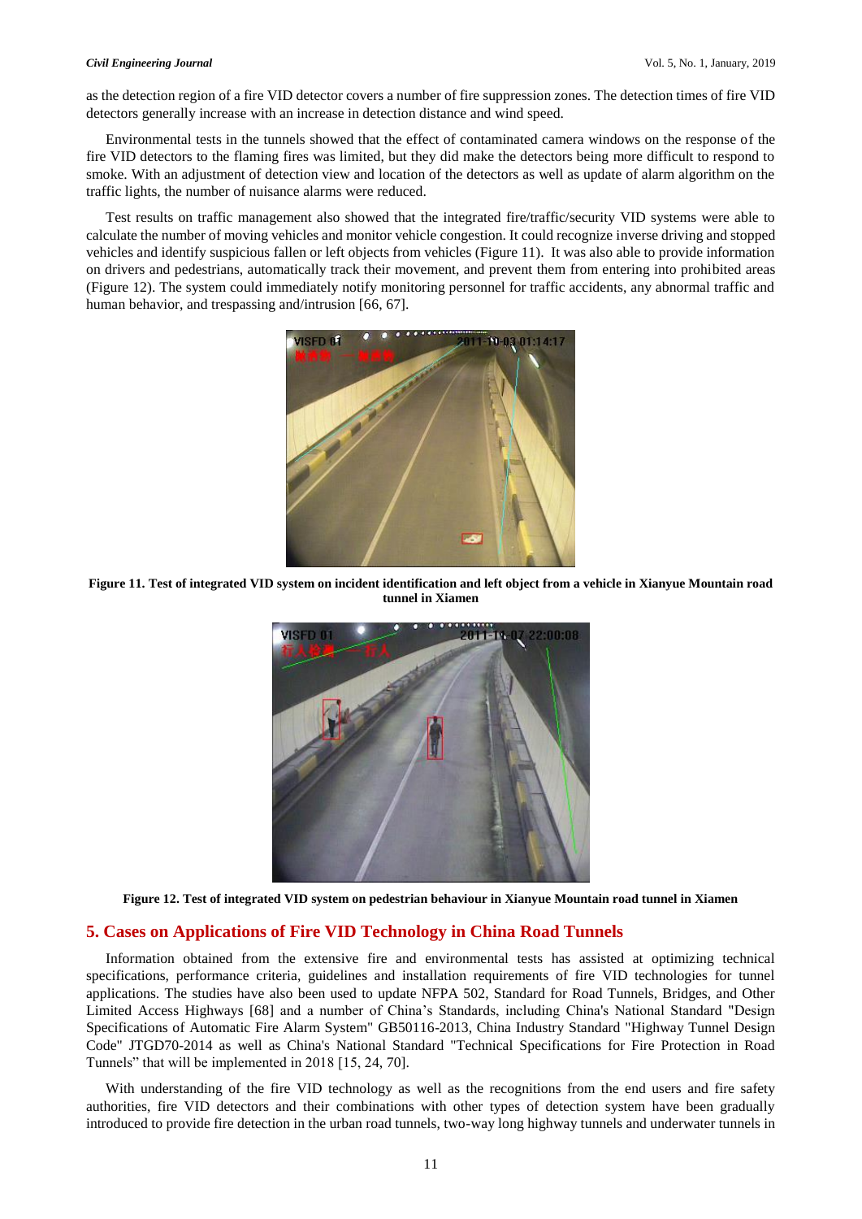as the detection region of a fire VID detector covers a number of fire suppression zones. The detection times of fire VID detectors generally increase with an increase in detection distance and wind speed.

Environmental tests in the tunnels showed that the effect of contaminated camera windows on the response of the fire VID detectors to the flaming fires was limited, but they did make the detectors being more difficult to respond to smoke. With an adjustment of detection view and location of the detectors as well as update of alarm algorithm on the traffic lights, the number of nuisance alarms were reduced.

Test results on traffic management also showed that the integrated fire/traffic/security VID systems were able to calculate the number of moving vehicles and monitor vehicle congestion. It could recognize inverse driving and stopped vehicles and identify suspicious fallen or left objects from vehicles (Figure 11). It was also able to provide information on drivers and pedestrians, automatically track their movement, and prevent them from entering into prohibited areas (Figure 12). The system could immediately notify monitoring personnel for traffic accidents, any abnormal traffic and human behavior, and trespassing and/intrusion [66, 67].

**Figure 11. Test of integrated VID system on incident identification and left object from a vehicle in Xianyue Mountain road tunnel in Xiamen**

**Figure 12. Test of integrated VID system on pedestrian behaviour in Xianyue Mountain road tunnel in Xiamen**

## 5. Cases on Applications of Fire VID Technology in China Road Tunnels

Information obtained from the extensive fire and environmental tests has assisted at optimizing technical specifications, performance criteria, guidelines and installation requirements of fire VID technologies for tunnel applications. The studies have also been used to update NFPA 502, Standard for Road Tunnels, Bridges, and Other Limited Access Highways [68] and a number of China's Standards, including China's National Standard "Design Specifications of Automatic Fire Alarm System" GB50116-2013, China Industry Standard "Highway Tunnel Design Code" JTGD70-2014 as well as China's National Standard "Technical Specifications for Fire Protection in Road Tunnels" that will be implemented in 2018 [15, 24, 70].

With understanding of the fire VID technology as well as the recognitions from the end users and fire safety authorities, fire VID detectors and their combinations with other types of detection system have been gradually introduced to provide fire detection in the urban road tunnels, two-way long highway tunnels and underwater tunnels in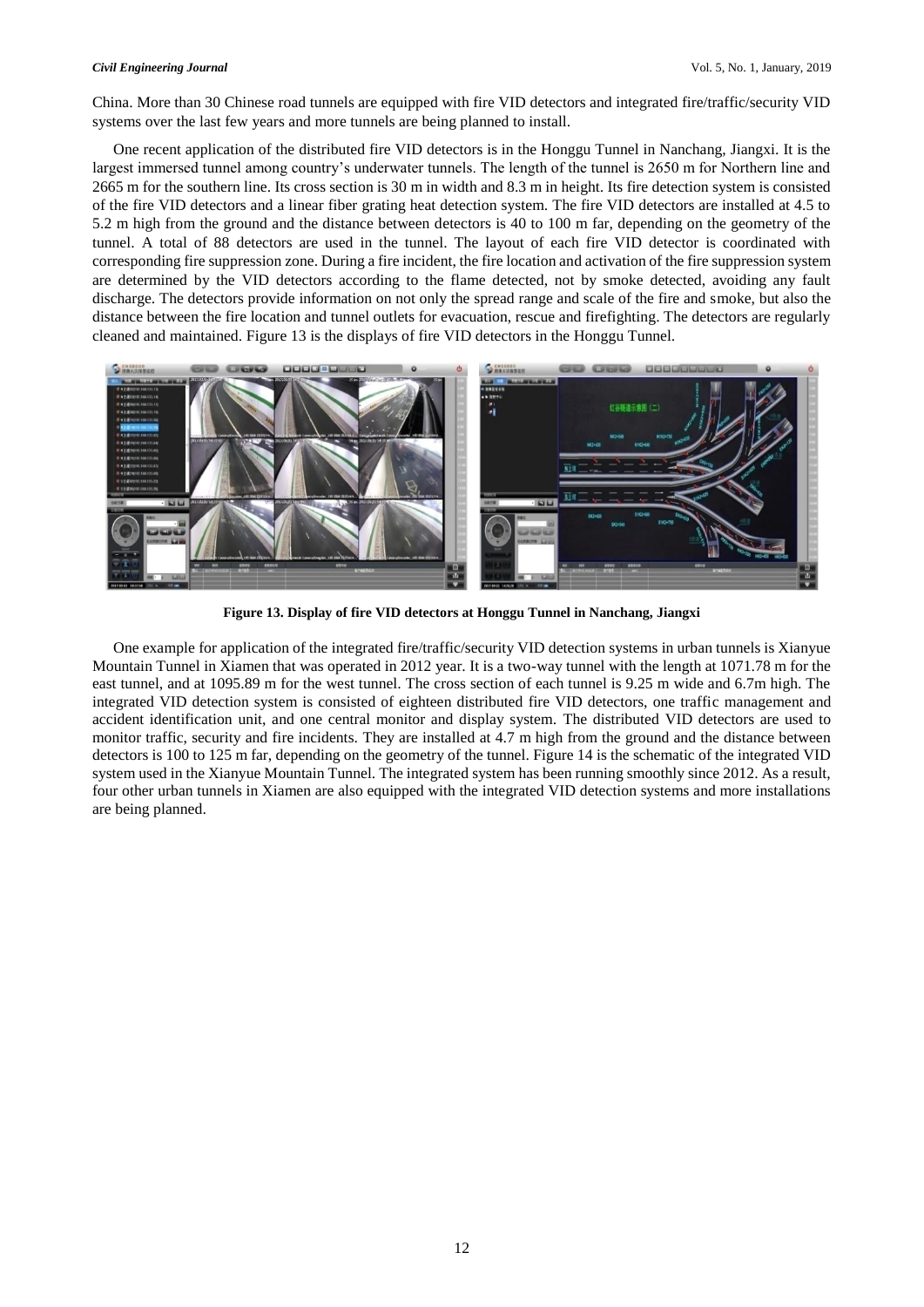China. More than 30 Chinese road tunnels are equipped with fire VID detectors and integrated fire/traffic/security VID systems over the last few years and more tunnels are being planned to install.

One recent application of the distributed fire VID detectors is in the Honggu Tunnel in Nanchang, Jiangxi. It is the largest immersed tunnel among country's underwater tunnels. The length of the tunnel is 2650 m for Northern line and 2665 m for the southern line. Its cross section is 30 m in width and 8.3 m in height. Its fire detection system is consisted of the fire VID detectors and a linear fiber grating heat detection system. The fire VID detectors are installed at 4.5 to 5.2 m high from the ground and the distance between detectors is 40 to 100 m far, depending on the geometry of the tunnel. A total of 88 detectors are used in the tunnel. The layout of each fire VID detector is coordinated with corresponding fire suppression zone. During a fire incident, the fire location and activation of the fire suppression system are determined by the VID detectors according to the flame detected, not by smoke detected, avoiding any fault discharge. The detectors provide information on not only the spread range and scale of the fire and smoke, but also the distance between the fire location and tunnel outlets for evacuation, rescue and firefighting. The detectors are regularly cleaned and maintained. Figure 13 is the displays of fire VID detectors in the Honggu Tunnel.

**Figure 13. Display of fire VID detectors at Honggu Tunnel in Nanchang, Jiangxi**

One example for application of the integrated fire/traffic/security VID detection systems in urban tunnels is Xianyue Mountain Tunnel in Xiamen that was operated in 2012 year. It is a two-way tunnel with the length at 1071.78 m for the east tunnel, and at 1095.89 m for the west tunnel. The cross section of each tunnel is 9.25 m wide and 6.7m high. The integrated VID detection system is consisted of eighteen distributed fire VID detectors, one traffic management and accident identification unit, and one central monitor and display system. The distributed VID detectors are used to monitor traffic, security and fire incidents. They are installed at 4.7 m high from the ground and the distance between detectors is 100 to 125 m far, depending on the geometry of the tunnel. Figure 14 is the schematic of the integrated VID system used in the Xianyue Mountain Tunnel. The integrated system has been running smoothly since 2012. As a result, four other urban tunnels in Xiamen are also equipped with the integrated VID detection systems and more installations are being planned.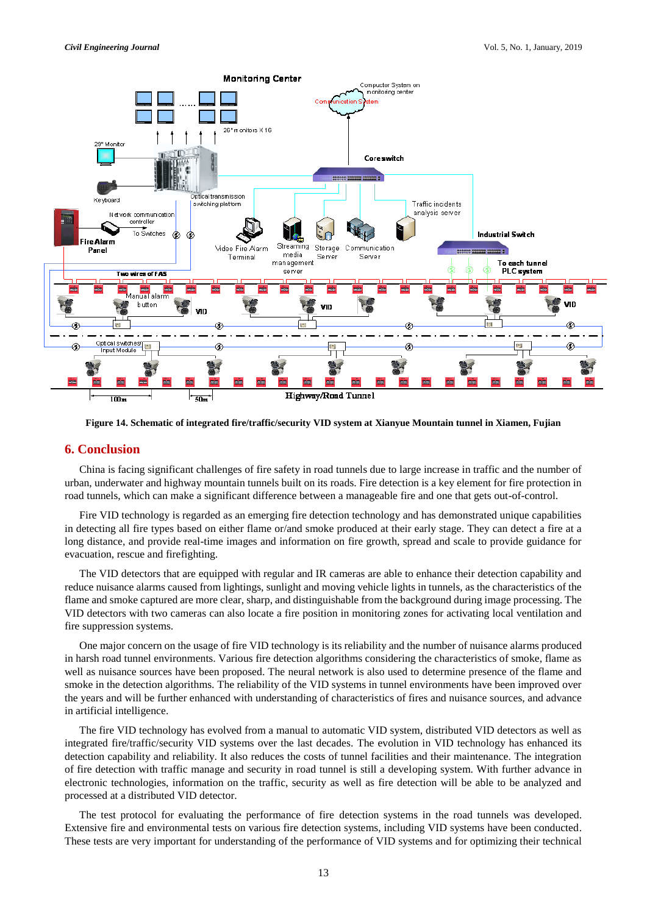**Figure 14. Schematic of integrated fire/traffic/security VID system at Xianyue Mountain tunnel in Xiamen, Fujian**

## 6. Conclusion

China is facing significant challenges of fire safety in road tunnels due to large increase in traffic and the number of urban, underwater and highway mountain tunnels built on its roads. Fire detection is a key element for fire protection in road tunnels, which can make a significant difference between a manageable fire and one that gets out-of-control.

Fire VID technology is regarded as an emerging fire detection technology and has demonstrated unique capabilities in detecting all fire types based on either flame or/and smoke produced at their early stage. They can detect a fire at a long distance, and provide real-time images and information on fire growth, spread and scale to provide guidance for evacuation, rescue and firefighting.

The VID detectors that are equipped with regular and IR cameras are able to enhance their detection capability and reduce nuisance alarms caused from lightings, sunlight and moving vehicle lights in tunnels, as the characteristics of the flame and smoke captured are more clear, sharp, and distinguishable from the background during image processing. The VID detectors with two cameras can also locate a fire position in monitoring zones for activating local ventilation and fire suppression systems.

One major concern on the usage of fire VID technology is its reliability and the number of nuisance alarms produced in harsh road tunnel environments. Various fire detection algorithms considering the characteristics of smoke, flame as well as nuisance sources have been proposed. The neural network is also used to determine presence of the flame and smoke in the detection algorithms. The reliability of the VID systems in tunnel environments have been improved over the years and will be further enhanced with understanding of characteristics of fires and nuisance sources, and advance in artificial intelligence.

The fire VID technology has evolved from a manual to automatic VID system, distributed VID detectors as well as integrated fire/traffic/security VID systems over the last decades. The evolution in VID technology has enhanced its detection capability and reliability. It also reduces the costs of tunnel facilities and their maintenance. The integration of fire detection with traffic manage and security in road tunnel is still a developing system. With further advance in electronic technologies, information on the traffic, security as well as fire detection will be able to be analyzed and processed at a distributed VID detector.

The test protocol for evaluating the performance of fire detection systems in the road tunnels was developed. Extensive fire and environmental tests on various fire detection systems, including VID systems have been conducted. These tests are very important for understanding of the performance of VID systems and for optimizing their technical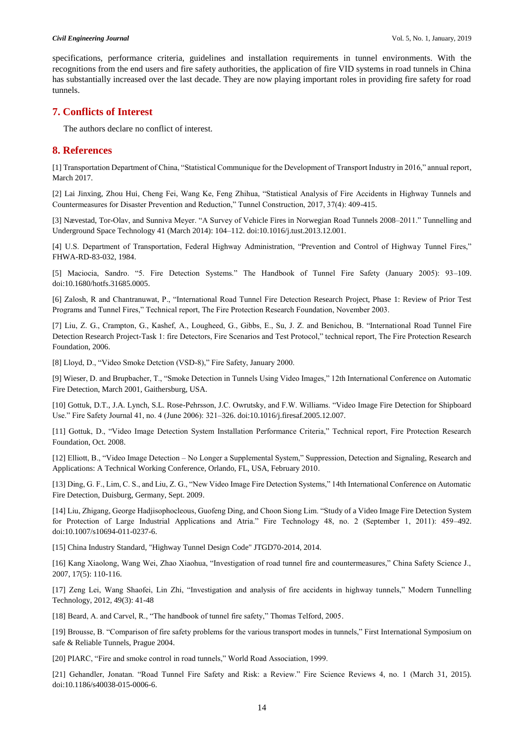specifications, performance criteria, guidelines and installation requirements in tunnel environments. With the recognitions from the end users and fire safety authorities, the application of fire VID systems in road tunnels in China has substantially increased over the last decade. They are now playing important roles in providing fire safety for road tunnels.

## 7. Conflicts of Interest

The authors declare no conflict of interest.

## 8. References

[1] Transportation Department of China, "Statistical Communique for the Development of Transport Industry in 2016," annual report, March 2017.

[2] Lai Jinxing, Zhou Hui, Cheng Fei, Wang Ke, Feng Zhihua, "Statistical Analysis of Fire Accidents in Highway Tunnels and Countermeasures for Disaster Prevention and Reduction," Tunnel Construction, 2017, 37(4): 409-415.

[3] Nævestad, Tor-Olav, and Sunniva Meyer. "A Survey of Vehicle Fires in Norwegian Road Tunnels 2008–2011." Tunnelling and Underground Space Technology 41 (March 2014): 104–112. doi:10.1016/j.tust.2013.12.001.

[4] U.S. Department of Transportation, Federal Highway Administration, "Prevention and Control of Highway Tunnel Fires," FHWA-RD-83-032, 1984.

[5] Maciocia, Sandro. "5. Fire Detection Systems." The Handbook of Tunnel Fire Safety (January 2005): 93–109. doi:10.1680/hotfs.31685.0005.

[6] Zalosh, R and Chantranuwat, P., "International Road Tunnel Fire Detection Research Project, Phase 1: Review of Prior Test Programs and Tunnel Fires," Technical report, The Fire Protection Research Foundation, November 2003.

[7] Liu, Z. G., Crampton, G., Kashef, A., Lougheed, G., Gibbs, E., Su, J. Z. and Benichou, B. "International Road Tunnel Fire Detection Research Project-Task 1: fire Detectors, Fire Scenarios and Test Protocol," technical report, The Fire Protection Research Foundation, 2006.

[8] Lloyd, D., "Video Smoke Detction (VSD-8)," Fire Safety, January 2000.

[9] Wieser, D. and Brupbacher, T., "Smoke Detection in Tunnels Using Video Images," 12th International Conference on Automatic Fire Detection, March 2001, Gaithersburg, USA.

[10] Gottuk, D.T., J.A. Lynch, S.L. Rose-Pehrsson, J.C. Owrutsky, and F.W. Williams. "Video Image Fire Detection for Shipboard Use." Fire Safety Journal 41, no. 4 (June 2006): 321–326. doi:10.1016/j.firesaf.2005.12.007.

[11] Gottuk, D., "Video Image Detection System Installation Performance Criteria," Technical report, Fire Protection Research Foundation, Oct. 2008.

[12] Elliott, B., "Video Image Detection – No Longer a Supplemental System," Suppression, Detection and Signaling, Research and Applications: A Technical Working Conference, Orlando, FL, USA, February 2010.

[13] Ding, G. F., Lim, C. S., and Liu, Z. G., "New Video Image Fire Detection Systems," 14th International Conference on Automatic Fire Detection, Duisburg, Germany, Sept. 2009.

[14] Liu, Zhigang, George Hadjisophocleous, Guofeng Ding, and Choon Siong Lim. "Study of a Video Image Fire Detection System for Protection of Large Industrial Applications and Atria." Fire Technology 48, no. 2 (September 1, 2011): 459–492. doi:10.1007/s10694-011-0237-6.

[15] China Industry Standard, "Highway Tunnel Design Code" JTGD70-2014, 2014.

[16] Kang Xiaolong, Wang Wei, Zhao Xiaohua, "Investigation of road tunnel fire and countermeasures," China Safety Science J., 2007, 17(5): 110-116.

[17] Zeng Lei, Wang Shaofei, Lin Zhi, "Investigation and analysis of fire accidents in highway tunnels," Modern Tunnelling Technology, 2012, 49(3): 41-48

[18] Beard, A. and Carvel, R., "The handbook of tunnel fire safety," Thomas Telford, 2005.

[19] Brousse, B. "Comparison of fire safety problems for the various transport modes in tunnels," First International Symposium on safe & Reliable Tunnels, Prague 2004.

[20] PIARC, "Fire and smoke control in road tunnels," World Road Association, 1999.

[21] Gehandler, Jonatan. "Road Tunnel Fire Safety and Risk: a Review." Fire Science Reviews 4, no. 1 (March 31, 2015). doi:10.1186/s40038-015-0006-6.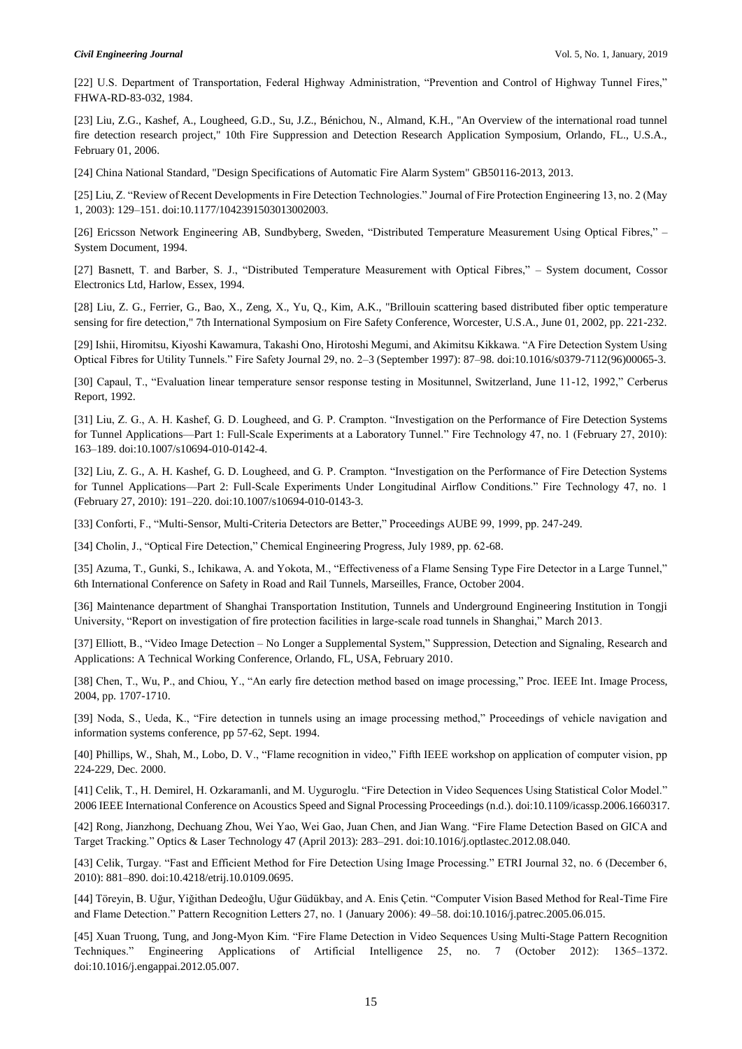[22] U.S. Department of Transportation, Federal Highway Administration, "Prevention and Control of Highway Tunnel Fires," FHWA-RD-83-032, 1984.

[23] Liu, Z.G., Kashef, A., Lougheed, G.D., Su, J.Z., Bénichou, N., Almand, K.H., "An Overview of the international road tunnel fire detection research project," 10th Fire Suppression and Detection Research Application Symposium, Orlando, FL., U.S.A., February 01, 2006.

[24] China National Standard, "Design Specifications of Automatic Fire Alarm System" GB50116-2013, 2013.

[25] Liu, Z. "Review of Recent Developments in Fire Detection Technologies." Journal of Fire Protection Engineering 13, no. 2 (May 1, 2003): 129–151. doi:10.1177/1042391503013002003.

[26] Ericsson Network Engineering AB, Sundbyberg, Sweden, "Distributed Temperature Measurement Using Optical Fibres," – System Document, 1994.

[27] Basnett, T. and Barber, S. J., "Distributed Temperature Measurement with Optical Fibres," – System document, Cossor Electronics Ltd, Harlow, Essex, 1994.

[28] Liu, Z. G., Ferrier, G., Bao, X., Zeng, X., Yu, Q., Kim, A.K., "Brillouin scattering based distributed fiber optic temperature sensing for fire detection," 7th International Symposium on Fire Safety Conference, Worcester, U.S.A., June 01, 2002, pp. 221-232.

[29] Ishii, Hiromitsu, Kiyoshi Kawamura, Takashi Ono, Hirotoshi Megumi, and Akimitsu Kikkawa. "A Fire Detection System Using Optical Fibres for Utility Tunnels." Fire Safety Journal 29, no. 2–3 (September 1997): 87–98. doi:10.1016/s0379-7112(96)00065-3.

[30] Capaul, T., "Evaluation linear temperature sensor response testing in Mositunnel, Switzerland, June 11-12, 1992," Cerberus Report, 1992.

[31] Liu, Z. G., A. H. Kashef, G. D. Lougheed, and G. P. Crampton. "Investigation on the Performance of Fire Detection Systems for Tunnel Applications—Part 1: Full-Scale Experiments at a Laboratory Tunnel." Fire Technology 47, no. 1 (February 27, 2010): 163–189. doi:10.1007/s10694-010-0142-4.

[32] Liu, Z. G., A. H. Kashef, G. D. Lougheed, and G. P. Crampton. "Investigation on the Performance of Fire Detection Systems for Tunnel Applications—Part 2: Full-Scale Experiments Under Longitudinal Airflow Conditions." Fire Technology 47, no. 1 (February 27, 2010): 191–220. doi:10.1007/s10694-010-0143-3.

[33] Conforti, F., "Multi-Sensor, Multi-Criteria Detectors are Better," Proceedings AUBE 99, 1999, pp. 247-249.

[34] Cholin, J., "Optical Fire Detection," Chemical Engineering Progress, July 1989, pp. 62-68.

[35] Azuma, T., Gunki, S., Ichikawa, A. and Yokota, M., "Effectiveness of a Flame Sensing Type Fire Detector in a Large Tunnel," 6th International Conference on Safety in Road and Rail Tunnels, Marseilles, France, October 2004.

[36] Maintenance department of Shanghai Transportation Institution, Tunnels and Underground Engineering Institution in Tongji University, "Report on investigation of fire protection facilities in large-scale road tunnels in Shanghai," March 2013.

[37] Elliott, B., "Video Image Detection – No Longer a Supplemental System," Suppression, Detection and Signaling, Research and Applications: A Technical Working Conference, Orlando, FL, USA, February 2010.

[38] Chen, T., Wu, P., and Chiou, Y., "An early fire detection method based on image processing," Proc. IEEE Int. Image Process, 2004, pp. 1707-1710.

[39] Noda, S., Ueda, K., "Fire detection in tunnels using an image processing method," Proceedings of vehicle navigation and information systems conference, pp 57-62, Sept. 1994.

[40] Phillips, W., Shah, M., Lobo, D. V., "Flame recognition in video," Fifth IEEE workshop on application of computer vision, pp 224-229, Dec. 2000.

[41] Celik, T., H. Demirel, H. Ozkaramanli, and M. Uyguroglu. "Fire Detection in Video Sequences Using Statistical Color Model." 2006 IEEE International Conference on Acoustics Speed and Signal Processing Proceedings (n.d.). doi:10.1109/icassp.2006.1660317.

[42] Rong, Jianzhong, Dechuang Zhou, Wei Yao, Wei Gao, Juan Chen, and Jian Wang. "Fire Flame Detection Based on GICA and Target Tracking." Optics & Laser Technology 47 (April 2013): 283–291. doi:10.1016/j.optlastec.2012.08.040.

[43] Celik, Turgay. "Fast and Efficient Method for Fire Detection Using Image Processing." ETRI Journal 32, no. 6 (December 6, 2010): 881–890. doi:10.4218/etrij.10.0109.0695.

[44] Töreyin, B. Uğur, Yiğithan Dedeoğlu, Uğur Güdükbay, and A. Enis Çetin. "Computer Vision Based Method for Real-Time Fire and Flame Detection." Pattern Recognition Letters 27, no. 1 (January 2006): 49–58. doi:10.1016/j.patrec.2005.06.015.

[45] Xuan Truong, Tung, and Jong-Myon Kim. "Fire Flame Detection in Video Sequences Using Multi-Stage Pattern Recognition Techniques." Engineering Applications of Artificial Intelligence 25, no. 7 (October 2012): 1365–1372. doi:10.1016/j.engappai.2012.05.007.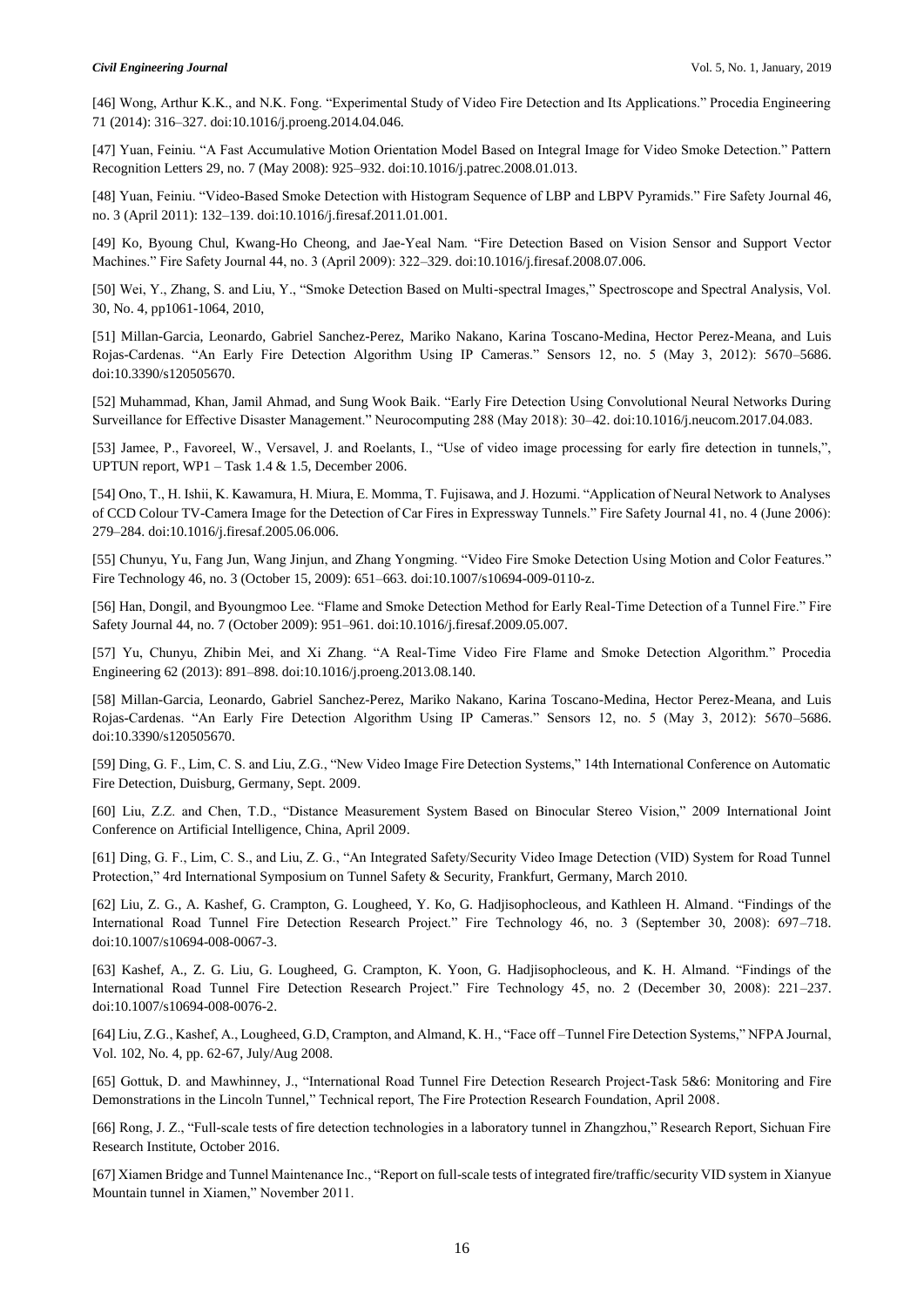[46] Wong, Arthur K.K., and N.K. Fong. "Experimental Study of Video Fire Detection and Its Applications." Procedia Engineering 71 (2014): 316–327. doi:10.1016/j.proeng.2014.04.046.

[47] Yuan, Feiniu. "A Fast Accumulative Motion Orientation Model Based on Integral Image for Video Smoke Detection." Pattern Recognition Letters 29, no. 7 (May 2008): 925–932. doi:10.1016/j.patrec.2008.01.013.

[48] Yuan, Feiniu. "Video-Based Smoke Detection with Histogram Sequence of LBP and LBPV Pyramids." Fire Safety Journal 46, no. 3 (April 2011): 132–139. doi:10.1016/j.firesaf.2011.01.001.

[49] Ko, Byoung Chul, Kwang-Ho Cheong, and Jae-Yeal Nam. "Fire Detection Based on Vision Sensor and Support Vector Machines." Fire Safety Journal 44, no. 3 (April 2009): 322–329. doi:10.1016/j.firesaf.2008.07.006.

[50] Wei, Y., Zhang, S. and Liu, Y., "Smoke Detection Based on Multi-spectral Images," Spectroscope and Spectral Analysis, Vol. 30, No. 4, pp1061-1064, 2010,

[51] Millan-Garcia, Leonardo, Gabriel Sanchez-Perez, Mariko Nakano, Karina Toscano-Medina, Hector Perez-Meana, and Luis Rojas-Cardenas. "An Early Fire Detection Algorithm Using IP Cameras." Sensors 12, no. 5 (May 3, 2012): 5670–5686. doi:10.3390/s120505670.

[52] Muhammad, Khan, Jamil Ahmad, and Sung Wook Baik. "Early Fire Detection Using Convolutional Neural Networks During Surveillance for Effective Disaster Management." Neurocomputing 288 (May 2018): 30–42. doi:10.1016/j.neucom.2017.04.083.

[53] Jamee, P., Favoreel, W., Versavel, J. and Roelants, I., "Use of video image processing for early fire detection in tunnels,", UPTUN report, WP1 – Task 1.4 & 1.5, December 2006.

[54] Ono, T., H. Ishii, K. Kawamura, H. Miura, E. Momma, T. Fujisawa, and J. Hozumi. "Application of Neural Network to Analyses of CCD Colour TV-Camera Image for the Detection of Car Fires in Expressway Tunnels." Fire Safety Journal 41, no. 4 (June 2006): 279–284. doi:10.1016/j.firesaf.2005.06.006.

[55] Chunyu, Yu, Fang Jun, Wang Jinjun, and Zhang Yongming. "Video Fire Smoke Detection Using Motion and Color Features." Fire Technology 46, no. 3 (October 15, 2009): 651–663. doi:10.1007/s10694-009-0110-z.

[56] Han, Dongil, and Byoungmoo Lee. "Flame and Smoke Detection Method for Early Real-Time Detection of a Tunnel Fire." Fire Safety Journal 44, no. 7 (October 2009): 951–961. doi:10.1016/j.firesaf.2009.05.007.

[57] Yu, Chunyu, Zhibin Mei, and Xi Zhang. "A Real-Time Video Fire Flame and Smoke Detection Algorithm." Procedia Engineering 62 (2013): 891–898. doi:10.1016/j.proeng.2013.08.140.

[58] Millan-Garcia, Leonardo, Gabriel Sanchez-Perez, Mariko Nakano, Karina Toscano-Medina, Hector Perez-Meana, and Luis Rojas-Cardenas. "An Early Fire Detection Algorithm Using IP Cameras." Sensors 12, no. 5 (May 3, 2012): 5670–5686. doi:10.3390/s120505670.

[59] Ding, G. F., Lim, C. S. and Liu, Z.G., "New Video Image Fire Detection Systems," 14th International Conference on Automatic Fire Detection, Duisburg, Germany, Sept. 2009.

[60] Liu, Z.Z. and Chen, T.D., "Distance Measurement System Based on Binocular Stereo Vision," 2009 International Joint Conference on Artificial Intelligence, China, April 2009.

[61] Ding, G. F., Lim, C. S., and Liu, Z. G., "An Integrated Safety/Security Video Image Detection (VID) System for Road Tunnel Protection," 4rd International Symposium on Tunnel Safety & Security, Frankfurt, Germany, March 2010.

[62] Liu, Z. G., A. Kashef, G. Crampton, G. Lougheed, Y. Ko, G. Hadjisophocleous, and Kathleen H. Almand. "Findings of the International Road Tunnel Fire Detection Research Project." Fire Technology 46, no. 3 (September 30, 2008): 697–718. doi:10.1007/s10694-008-0067-3.

[63] Kashef, A., Z. G. Liu, G. Lougheed, G. Crampton, K. Yoon, G. Hadjisophocleous, and K. H. Almand. "Findings of the International Road Tunnel Fire Detection Research Project." Fire Technology 45, no. 2 (December 30, 2008): 221–237. doi:10.1007/s10694-008-0076-2.

[64] Liu, Z.G., Kashef, A., Lougheed, G.D, Crampton, and Almand, K. H., "Face off –Tunnel Fire Detection Systems," NFPA Journal, Vol. 102, No. 4, pp. 62-67, July/Aug 2008.

[65] Gottuk, D. and Mawhinney, J., "International Road Tunnel Fire Detection Research Project-Task 5&6: Monitoring and Fire Demonstrations in the Lincoln Tunnel," Technical report, The Fire Protection Research Foundation, April 2008.

[66] Rong, J. Z., "Full-scale tests of fire detection technologies in a laboratory tunnel in Zhangzhou," Research Report, Sichuan Fire Research Institute, October 2016.

[67] Xiamen Bridge and Tunnel Maintenance Inc., "Report on full-scale tests of integrated fire/traffic/security VID system in Xianyue Mountain tunnel in Xiamen," November 2011.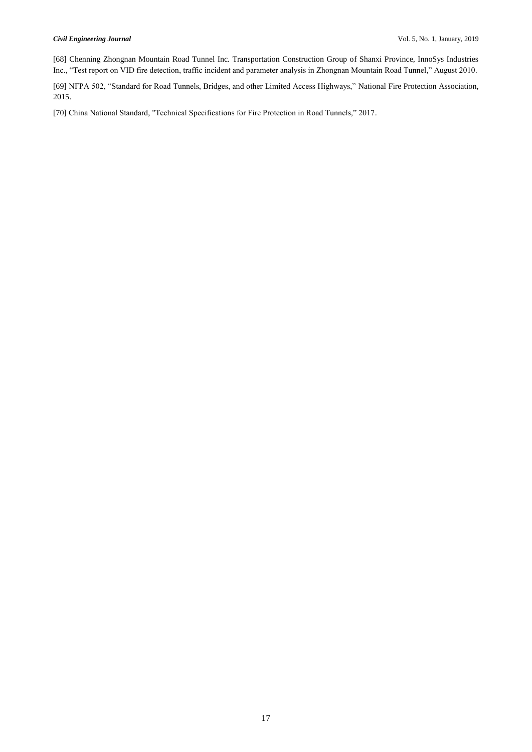[68] Chenning Zhongnan Mountain Road Tunnel Inc. Transportation Construction Group of Shanxi Province, InnoSys Industries Inc., "Test report on VID fire detection, traffic incident and parameter analysis in Zhongnan Mountain Road Tunnel," August 2010.

[69] NFPA 502, "Standard for Road Tunnels, Bridges, and other Limited Access Highways," National Fire Protection Association, 2015.

[70] China National Standard, "Technical Specifications for Fire Protection in Road Tunnels," 2017.